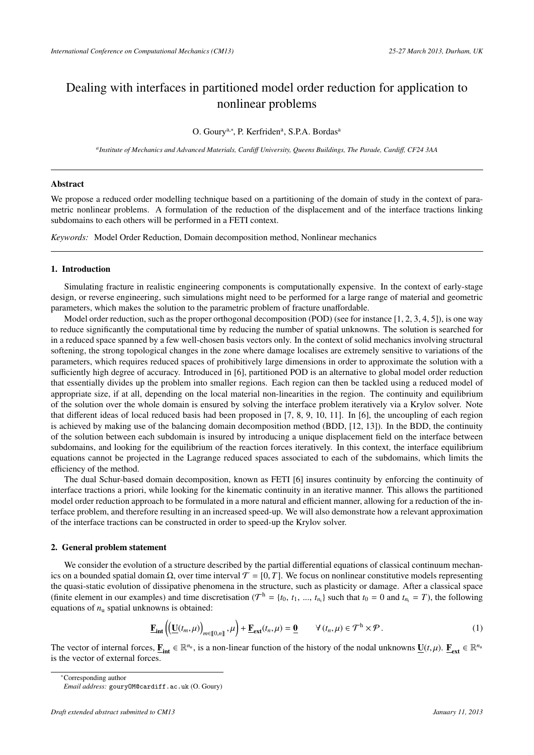# Dealing with interfaces in partitioned model order reduction for application to nonlinear problems

O. Goury[a,*], P. Kerfriden[a], S.P.A. Bordas[a]

[a] *Institute of Mechanics and Advanced Materials, Cardiff University, Queens Buildings, The Parade, Cardiff, CF24 3AA*

---

## Abstract

We propose a reduced order modelling technique based on a partitioning of the domain of study in the context of parametric nonlinear problems. A formulation of the reduction of the displacement and of the interface tractions linking subdomains to each others will be performed in a FETI context.

*Keywords:* Model Order Reduction, Domain decomposition method, Nonlinear mechanics

---

## 1. Introduction

Simulating fracture in realistic engineering components is computationally expensive. In the context of early-stage design, or reverse engineering, such simulations might need to be performed for a large range of material and geometric parameters, which makes the solution to the parametric problem of fracture unaffordable.

Model order reduction, such as the proper orthogonal decomposition (POD) (see for instance [1, 2, 3, 4, 5]), is one way to reduce significantly the computational time by reducing the number of spatial unknowns. The solution is searched for in a reduced space spanned by a few well-chosen basis vectors only. In the context of solid mechanics involving structural softening, the strong topological changes in the zone where damage localises are extremely sensitive to variations of the parameters, which requires reduced spaces of prohibitively large dimensions in order to approximate the solution with a sufficiently high degree of accuracy. Introduced in [6], partitioned POD is an alternative to global model order reduction that essentially divides up the problem into smaller regions. Each region can then be tackled using a reduced model of appropriate size, if at all, depending on the local material non-linearities in the region. The continuity and equilibrium of the solution over the whole domain is ensured by solving the interface problem iteratively via a Krylov solver. Note that different ideas of local reduced basis had been proposed in [7, 8, 9, 10, 11]. In [6], the uncoupling of each region is achieved by making use of the balancing domain decomposition method (BDD, [12, 13]). In the BDD, the continuity of the solution between each subdomain is insured by introducing a unique displacement field on the interface between subdomains, and looking for the equilibrium of the reaction forces iteratively. In this context, the interface equilibrium equations cannot be projected in the Lagrange reduced spaces associated to each of the subdomains, which limits the efficiency of the method.

The dual Schur-based domain decomposition, known as FETI [6] insures continuity by enforcing the continuity of interface tractions a priori, while looking for the kinematic continuity in an iterative manner. This allows the partitioned model order reduction approach to be formulated in a more natural and efficient manner, allowing for a reduction of the interface problem, and therefore resulting in an increased speed-up. We will also demonstrate how a relevant approximation of the interface tractions can be constructed in order to speed-up the Krylov solver.

## 2. General problem statement

We consider the evolution of a structure described by the partial differential equations of classical continuum mechanics on a bounded spatial domain $\Omega$, over time interval $\mathcal{T} = [0, T]$. We focus on nonlinear constitutive models representing the quasi-static evolution of dissipative phenomena in the structure, such as plasticity or damage. After a classical space (finite element in our examples) and time discretisation ($\mathcal{T}^{\text{h}} = \{t_0, t_1, ..., t_{n_t}\}$ such that $t_0 = 0$ and $t_{n_t} = T$), the following equations of $n_\text{u}$ spatial unknowns is obtained:

$$\underline{\mathbf{F}}_{\mathbf{int}}\left(\left(\underline{\mathbf{U}}(t_m, \mu)\right)_{m \in [\![0,n]\!]}, \mu\right) + \underline{\mathbf{F}}_{\mathbf{ext}}(t_n, \mu) = \underline{\mathbf{0}} \qquad \forall\, (t_n, \mu) \in \mathcal{T}^{\text{h}} \times \mathcal{P}\,. \tag{1}$$

The vector of internal forces, $\underline{\mathbf{F}}_{\mathbf{int}} \in \mathbb{R}^{n_\text{u}}$, is a non-linear function of the history of the nodal unknowns $\underline{\mathbf{U}}(t, \mu)$. $\underline{\mathbf{F}}_{\mathbf{ext}} \in \mathbb{R}^{n_\text{u}}$ is the vector of external forces.

---

*Corresponding author
*Email address:* `gouryOM@cardiff.ac.uk` (O. Goury)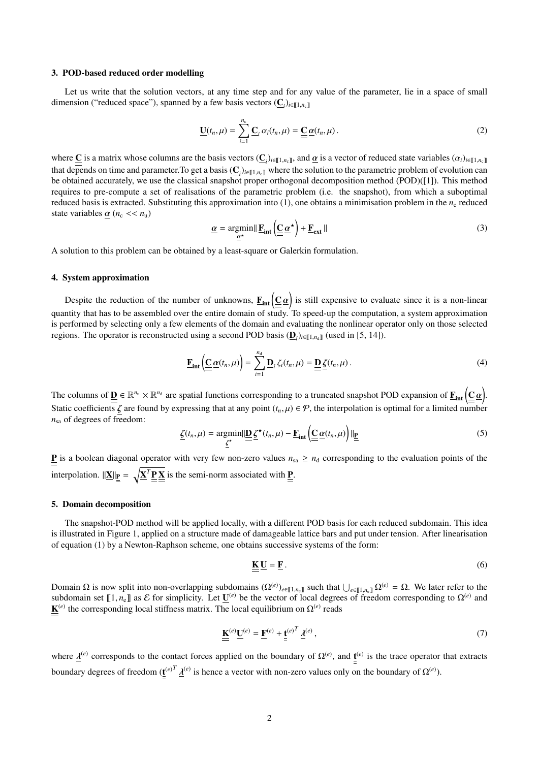### 3. POD-based reduced order modelling

Let us write that the solution vectors, at any time step and for any value of the parameter, lie in a space of small dimension ("reduced space"), spanned by a few basis vectors $(\underline{\mathbf{C}}_i)_{i\in[\![1,n_c]\!]}$

$$\underline{\mathbf{U}}(t_n,\mu) = \sum_{i=1}^{n_c} \underline{\mathbf{C}}_i\, \alpha_i(t_n,\mu) = \underline{\underline{\mathbf{C}}}\, \underline{\alpha}(t_n,\mu)\,. \tag{2}$$

where $\underline{\underline{\mathbf{C}}}$ is a matrix whose columns are the basis vectors $(\underline{\mathbf{C}}_i)_{i\in[\![1,n_c]\!]}$, and $\underline{\alpha}$ is a vector of reduced state variables $(\alpha_i)_{i\in[\![1,n_c]\!]}$ that depends on time and parameter.To get a basis $(\underline{\mathbf{C}}_i)_{i\in[\![1,n_c]\!]}$ where the solution to the parametric problem of evolution can be obtained accurately, we use the classical snapshot proper orthogonal decomposition method (POD)([1]). This method requires to pre-compute a set of realisations of the parametric problem (i.e. the snapshot), from which a suboptimal reduced basis is extracted. Substituting this approximation into (1), one obtains a minimisation problem in the $n_c$ reduced state variables $\underline{\alpha}$ ($n_c << n_u$)

$$\underline{\alpha} = \underset{\underline{\alpha}^\star}{\text{argmin}} \| \underline{\mathbf{F}}_{\mathbf{int}}\left(\underline{\underline{\mathbf{C}}}\, \underline{\alpha}^\star\right) + \underline{\mathbf{F}}_{\mathbf{ext}} \| \tag{3}$$

A solution to this problem can be obtained by a least-square or Galerkin formulation.

### 4. System approximation

Despite the reduction of the number of unknowns, $\underline{\mathbf{F}}_{\mathbf{int}}\left(\underline{\underline{\mathbf{C}}}\, \underline{\alpha}\right)$ is still expensive to evaluate since it is a non-linear quantity that has to be assembled over the entire domain of study. To speed-up the computation, a system approximation is performed by selecting only a few elements of the domain and evaluating the nonlinear operator only on those selected regions. The operator is reconstructed using a second POD basis $(\underline{\mathbf{D}}_i)_{i\in[\![1,n_d]\!]}$ (used in [5, 14]).

$$\underline{\mathbf{F}}_{\mathbf{int}}\left(\underline{\underline{\mathbf{C}}}\, \underline{\alpha}(t_n,\mu)\right) = \sum_{i=1}^{n_d} \underline{\mathbf{D}}_i\, \zeta_i(t_n,\mu) = \underline{\underline{\mathbf{D}}}\, \underline{\zeta}(t_n,\mu)\,. \tag{4}$$

The columns of $\underline{\underline{\mathbf{D}}} \in \mathbb{R}^{n_u} \times \mathbb{R}^{n_d}$ are spatial functions corresponding to a truncated snapshot POD expansion of $\underline{\mathbf{F}}_{\mathbf{int}}\left(\underline{\underline{\mathbf{C}}}\, \underline{\alpha}\right)$. Static coefficients $\underline{\zeta}$ are found by expressing that at any point $(t_n,\mu) \in \mathcal{P}$, the interpolation is optimal for a limited number $n_{sa}$ of degrees of freedom:

$$\underline{\zeta}(t_n,\mu) = \underset{\underline{\zeta}^\star}{\text{argmin}} \| \underline{\underline{\mathbf{D}}}\, \underline{\zeta}^\star(t_n,\mu) - \underline{\mathbf{F}}_{\mathbf{int}}\left(\underline{\underline{\mathbf{C}}}\, \underline{\alpha}(t_n,\mu)\right) \|_{\underline{\underline{\mathbf{P}}}} \tag{5}$$

$\underline{\underline{\mathbf{P}}}$ is a boolean diagonal operator with very few non-zero values $n_{sa} \geq n_d$ corresponding to the evaluation points of the interpolation. $\|\underline{\mathbf{X}}\|_{\underline{\underline{\mathbf{P}}}} = \sqrt{\underline{\mathbf{X}}^T \underline{\underline{\mathbf{P}}}\, \underline{\mathbf{X}}}$ is the semi-norm associated with $\underline{\underline{\mathbf{P}}}$.

### 5. Domain decomposition

The snapshot-POD method will be applied locally, with a different POD basis for each reduced subdomain. This idea is illustrated in Figure 1, applied on a structure made of damageable lattice bars and put under tension. After linearisation of equation (1) by a Newton-Raphson scheme, one obtains successive systems of the form:

$$\underline{\underline{\mathbf{K}}}\, \underline{\mathbf{U}} = \underline{\mathbf{F}}\,. \tag{6}$$

Domain $\Omega$ is now split into non-overlapping subdomains $(\Omega^{(e)})_{e\in[\![1,n_e]\!]}$ such that $\bigcup_{e\in[\![1,n_e]\!]} \Omega^{(e)} = \Omega$. We later refer to the subdomain set $[\![1,n_e]\!]$ as $\mathcal{E}$ for simplicity. Let $\underline{\mathbf{U}}^{(e)}$ be the vector of local degrees of freedom corresponding to $\Omega^{(e)}$ and $\underline{\underline{\mathbf{K}}}^{(e)}$ the corresponding local stiffness matrix. The local equilibrium on $\Omega^{(e)}$ reads

$$\underline{\underline{\mathbf{K}}}^{(e)} \underline{\mathbf{U}}^{(e)} = \underline{\mathbf{F}}^{(e)} + \underline{\underline{\mathbf{t}}}^{(e)T}\, \underline{\lambda}^{(e)}\,, \tag{7}$$

where $\underline{\lambda}^{(e)}$ corresponds to the contact forces applied on the boundary of $\Omega^{(e)}$, and $\underline{\underline{\mathbf{t}}}^{(e)}$ is the trace operator that extracts boundary degrees of freedom ($\underline{\underline{\mathbf{t}}}^{(e)T}\, \underline{\lambda}^{(e)}$ is hence a vector with non-zero values only on the boundary of $\Omega^{(e)}$).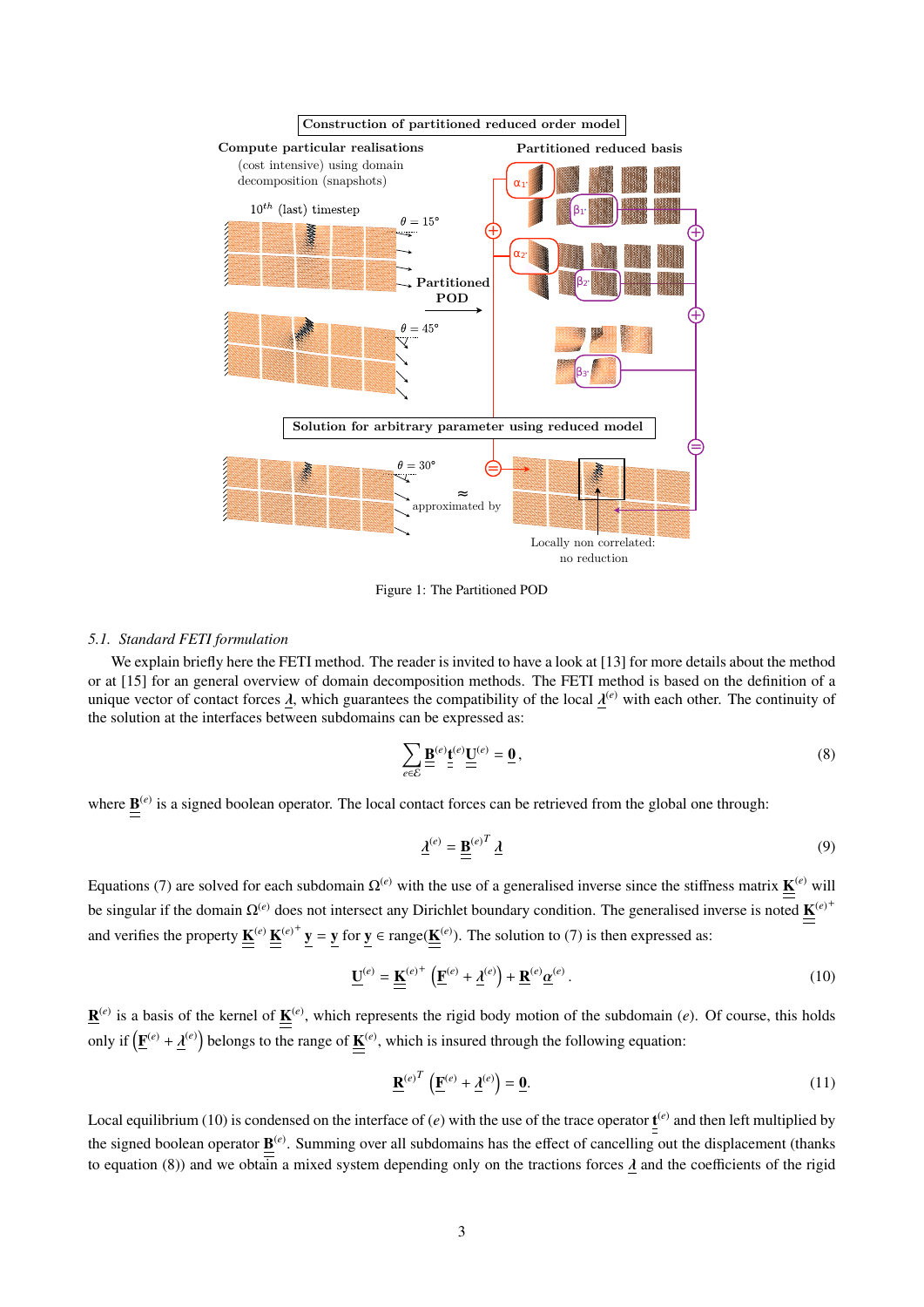Figure 1: The Partitioned POD

### 5.1. *Standard FETI formulation*

We explain briefly here the FETI method. The reader is invited to have a look at [13] for more details about the method or at [15] for an general overview of domain decomposition methods. The FETI method is based on the definition of a unique vector of contact forces $\underline{\lambda}$, which guarantees the compatibility of the local $\underline{\lambda}^{(e)}$ with each other. The continuity of the solution at the interfaces between subdomains can be expressed as:

$$\sum_{e \in \mathcal{E}} \underline{\underline{\mathbf{B}}}^{(e)} \underline{\underline{\mathbf{t}}}^{(e)} \underline{\mathbf{U}}^{(e)} = \underline{\mathbf{0}}\,, \tag{8}$$

where $\underline{\underline{\mathbf{B}}}^{(e)}$ is a signed boolean operator. The local contact forces can be retrieved from the global one through:

$$\underline{\lambda}^{(e)} = \underline{\underline{\mathbf{B}}}^{(e)^T} \underline{\lambda} \tag{9}$$

Equations (7) are solved for each subdomain $\Omega^{(e)}$ with the use of a generalised inverse since the stiffness matrix $\underline{\underline{\mathbf{K}}}^{(e)}$ will be singular if the domain $\Omega^{(e)}$ does not intersect any Dirichlet boundary condition. The generalised inverse is noted $\underline{\underline{\mathbf{K}}}^{(e)^+}$ and verifies the property $\underline{\underline{\mathbf{K}}}^{(e)} \underline{\underline{\mathbf{K}}}^{(e)^+} \underline{\mathbf{y}} = \underline{\mathbf{y}}$ for $\underline{\mathbf{y}} \in \text{range}(\underline{\underline{\mathbf{K}}}^{(e)})$. The solution to (7) is then expressed as:

$$\underline{\mathbf{U}}^{(e)} = \underline{\underline{\mathbf{K}}}^{(e)^+} \left( \underline{\mathbf{F}}^{(e)} + \underline{\lambda}^{(e)} \right) + \underline{\underline{\mathbf{R}}}^{(e)} \underline{\alpha}^{(e)}\,. \tag{10}$$

$\underline{\underline{\mathbf{R}}}^{(e)}$ is a basis of the kernel of $\underline{\underline{\mathbf{K}}}^{(e)}$, which represents the rigid body motion of the subdomain $(e)$. Of course, this holds only if $\left( \underline{\mathbf{F}}^{(e)} + \underline{\lambda}^{(e)} \right)$ belongs to the range of $\underline{\underline{\mathbf{K}}}^{(e)}$, which is insured through the following equation:

$$\underline{\underline{\mathbf{R}}}^{(e)^T} \left( \underline{\mathbf{F}}^{(e)} + \underline{\lambda}^{(e)} \right) = \underline{\mathbf{0}}. \tag{11}$$

Local equilibrium (10) is condensed on the interface of $(e)$ with the use of the trace operator $\underline{\underline{\mathbf{t}}}^{(e)}$ and then left multiplied by the signed boolean operator $\underline{\underline{\mathbf{B}}}^{(e)}$. Summing over all subdomains has the effect of cancelling out the displacement (thanks to equation (8)) and we obtain a mixed system depending only on the tractions forces $\underline{\lambda}$ and the coefficients of the rigid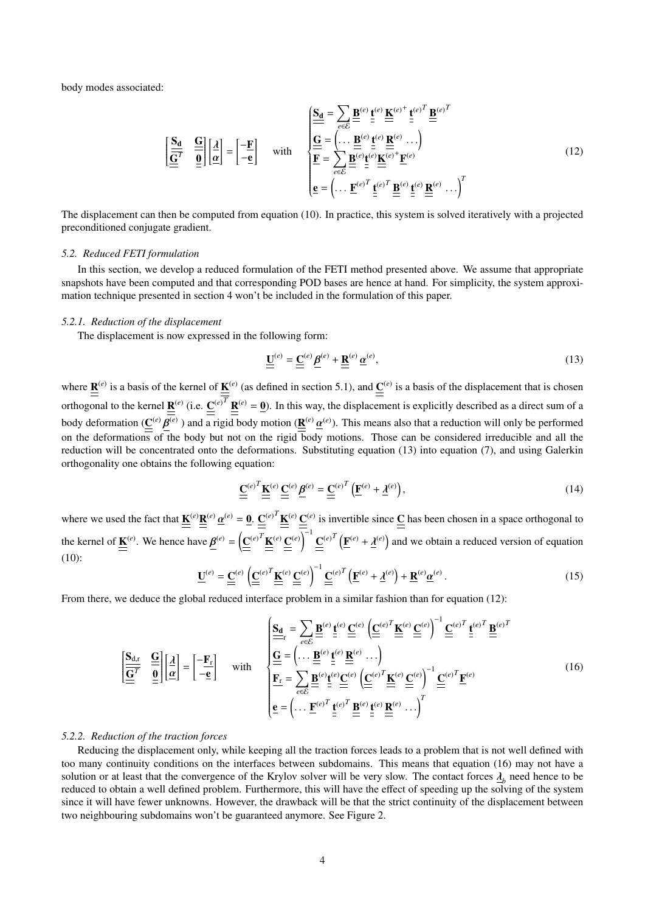body modes associated:

$$
\begin{bmatrix} \underline{\underline{\mathbf{S_d}}} & \underline{\underline{\mathbf{G}}} \\ \underline{\underline{\mathbf{G}}}^T & \underline{\underline{\mathbf{0}}} \end{bmatrix} \begin{bmatrix} \underline{\lambda} \\ \underline{\alpha} \end{bmatrix} = \begin{bmatrix} -\underline{\mathbf{F}} \\ -\underline{\mathbf{e}} \end{bmatrix} \quad \text{with} \quad \begin{cases} \underline{\underline{\mathbf{S_d}}} = \sum_{e \in \mathcal{E}} \underline{\underline{\mathbf{B}}}^{(e)} \underline{\underline{\mathbf{t}}}^{(e)} \underline{\underline{\mathbf{K}}}^{(e)+} \underline{\underline{\mathbf{t}}}^{(e)T} \underline{\underline{\mathbf{B}}}^{(e)T} \\ \underline{\underline{\mathbf{G}}} = \left( \ldots \, \underline{\underline{\mathbf{B}}}^{(e)} \underline{\underline{\mathbf{t}}}^{(e)} \underline{\underline{\mathbf{R}}}^{(e)} \, \ldots \right) \\ \underline{\mathbf{F}} = \sum_{e \in \mathcal{E}} \underline{\underline{\mathbf{B}}}^{(e)} \underline{\underline{\mathbf{t}}}^{(e)} \underline{\underline{\mathbf{K}}}^{(e)+} \underline{\mathbf{F}}^{(e)} \\ \underline{\mathbf{e}} = \left( \ldots \, \underline{\mathbf{F}}^{(e)T} \underline{\underline{\mathbf{t}}}^{(e)T} \underline{\underline{\mathbf{B}}}^{(e)} \underline{\underline{\mathbf{t}}}^{(e)} \underline{\underline{\mathbf{R}}}^{(e)} \, \ldots \right)^T \end{cases} \tag{12}
$$

The displacement can then be computed from equation (10). In practice, this system is solved iteratively with a projected preconditioned conjugate gradient.

### 5.2. Reduced FETI formulation

In this section, we develop a reduced formulation of the FETI method presented above. We assume that appropriate snapshots have been computed and that corresponding POD bases are hence at hand. For simplicity, the system approximation technique presented in section 4 won't be included in the formulation of this paper.

#### 5.2.1. Reduction of the displacement

The displacement is now expressed in the following form:

$$
\underline{\mathbf{U}}^{(e)} = \underline{\underline{\mathbf{C}}}^{(e)} \underline{\beta}^{(e)} + \underline{\underline{\mathbf{R}}}^{(e)} \underline{\alpha}^{(e)}, \tag{13}
$$

where $\underline{\underline{\mathbf{R}}}^{(e)}$ is a basis of the kernel of $\underline{\underline{\mathbf{K}}}^{(e)}$ (as defined in section 5.1), and $\underline{\underline{\mathbf{C}}}^{(e)}$ is a basis of the displacement that is chosen orthogonal to the kernel $\underline{\underline{\mathbf{R}}}^{(e)}$ (i.e. $\underline{\underline{\mathbf{C}}}^{(e)T} \underline{\underline{\mathbf{R}}}^{(e)} = \underline{\mathbf{0}}$). In this way, the displacement is explicitly described as a direct sum of a body deformation ($\underline{\underline{\mathbf{C}}}^{(e)} \underline{\beta}^{(e)}$ ) and a rigid body motion ($\underline{\underline{\mathbf{R}}}^{(e)} \underline{\alpha}^{(e)}$). This means also that a reduction will only be performed on the deformations of the body but not on the rigid body motions. Those can be considered irreducible and all the reduction will be concentrated onto the deformations. Substituting equation (13) into equation (7), and using Galerkin orthogonality one obtains the following equation:

$$
\underline{\underline{\mathbf{C}}}^{(e)T} \underline{\underline{\mathbf{K}}}^{(e)} \underline{\underline{\mathbf{C}}}^{(e)} \underline{\beta}^{(e)} = \underline{\underline{\mathbf{C}}}^{(e)T} \left( \underline{\mathbf{F}}^{(e)} + \underline{\lambda}^{(e)} \right), \tag{14}
$$

where we used the fact that $\underline{\underline{\mathbf{K}}}^{(e)} \underline{\underline{\mathbf{R}}}^{(e)} \underline{\alpha}^{(e)} = \underline{\mathbf{0}}$. $\underline{\underline{\mathbf{C}}}^{(e)T} \underline{\underline{\mathbf{K}}}^{(e)} \underline{\underline{\mathbf{C}}}^{(e)}$ is invertible since $\underline{\underline{\mathbf{C}}}$ has been chosen in a space orthogonal to the kernel of $\underline{\underline{\mathbf{K}}}^{(e)}$. We hence have $\underline{\beta}^{(e)} = \left( \underline{\underline{\mathbf{C}}}^{(e)T} \underline{\underline{\mathbf{K}}}^{(e)} \underline{\underline{\mathbf{C}}}^{(e)} \right)^{-1} \underline{\underline{\mathbf{C}}}^{(e)T} \left( \underline{\mathbf{F}}^{(e)} + \underline{\lambda}^{(e)} \right)$ and we obtain a reduced version of equation (10):

$$
\underline{\mathbf{U}}^{(e)} = \underline{\underline{\mathbf{C}}}^{(e)} \left( \underline{\underline{\mathbf{C}}}^{(e)T} \underline{\underline{\mathbf{K}}}^{(e)} \underline{\underline{\mathbf{C}}}^{(e)} \right)^{-1} \underline{\underline{\mathbf{C}}}^{(e)T} \left( \underline{\mathbf{F}}^{(e)} + \underline{\lambda}^{(e)} \right) + \underline{\underline{\mathbf{R}}}^{(e)} \underline{\alpha}^{(e)}. \tag{15}
$$

From there, we deduce the global reduced interface problem in a similar fashion than for equation (12):

$$
\begin{bmatrix} \underline{\underline{\mathbf{S}}}_{\mathrm{d,r}} & \underline{\underline{\mathbf{G}}} \\ \underline{\underline{\mathbf{G}}}^T & \underline{\underline{\mathbf{0}}} \end{bmatrix} \begin{bmatrix} \underline{\lambda} \\ \underline{\alpha} \end{bmatrix} = \begin{bmatrix} -\underline{\mathbf{F}}_{\mathrm{r}} \\ -\underline{\mathbf{e}} \end{bmatrix} \quad \text{with} \quad \begin{cases} \underline{\underline{\mathbf{S_d}}}_{\mathrm{r}} = \sum_{e \in \mathcal{E}} \underline{\underline{\mathbf{B}}}^{(e)} \underline{\underline{\mathbf{t}}}^{(e)} \underline{\underline{\mathbf{C}}}^{(e)} \left( \underline{\underline{\mathbf{C}}}^{(e)T} \underline{\underline{\mathbf{K}}}^{(e)} \underline{\underline{\mathbf{C}}}^{(e)} \right)^{-1} \underline{\underline{\mathbf{C}}}^{(e)T} \underline{\underline{\mathbf{t}}}^{(e)T} \underline{\underline{\mathbf{B}}}^{(e)T} \\ \underline{\underline{\mathbf{G}}} = \left( \ldots \, \underline{\underline{\mathbf{B}}}^{(e)} \underline{\underline{\mathbf{t}}}^{(e)} \underline{\underline{\mathbf{R}}}^{(e)} \, \ldots \right) \\ \underline{\mathbf{F}}_{\mathrm{r}} = \sum_{e \in \mathcal{E}} \underline{\underline{\mathbf{B}}}^{(e)} \underline{\underline{\mathbf{t}}}^{(e)} \underline{\underline{\mathbf{C}}}^{(e)} \left( \underline{\underline{\mathbf{C}}}^{(e)T} \underline{\underline{\mathbf{K}}}^{(e)} \underline{\underline{\mathbf{C}}}^{(e)} \right)^{-1} \underline{\underline{\mathbf{C}}}^{(e)T} \underline{\mathbf{F}}^{(e)} \\ \underline{\mathbf{e}} = \left( \ldots \, \underline{\mathbf{F}}^{(e)T} \underline{\underline{\mathbf{t}}}^{(e)T} \underline{\underline{\mathbf{B}}}^{(e)} \underline{\underline{\mathbf{t}}}^{(e)} \underline{\underline{\mathbf{R}}}^{(e)} \, \ldots \right)^T \end{cases} \tag{16}
$$

#### 5.2.2. Reduction of the traction forces

Reducing the displacement only, while keeping all the traction forces leads to a problem that is not well defined with too many continuity conditions on the interfaces between subdomains. This means that equation (16) may not have a solution or at least that the convergence of the Krylov solver will be very slow. The contact forces $\underline{\lambda}_b$ need hence to be reduced to obtain a well defined problem. Furthermore, this will have the effect of speeding up the solving of the system since it will have fewer unknowns. However, the drawback will be that the strict continuity of the displacement between two neighbouring subdomains won't be guaranteed anymore. See Figure 2.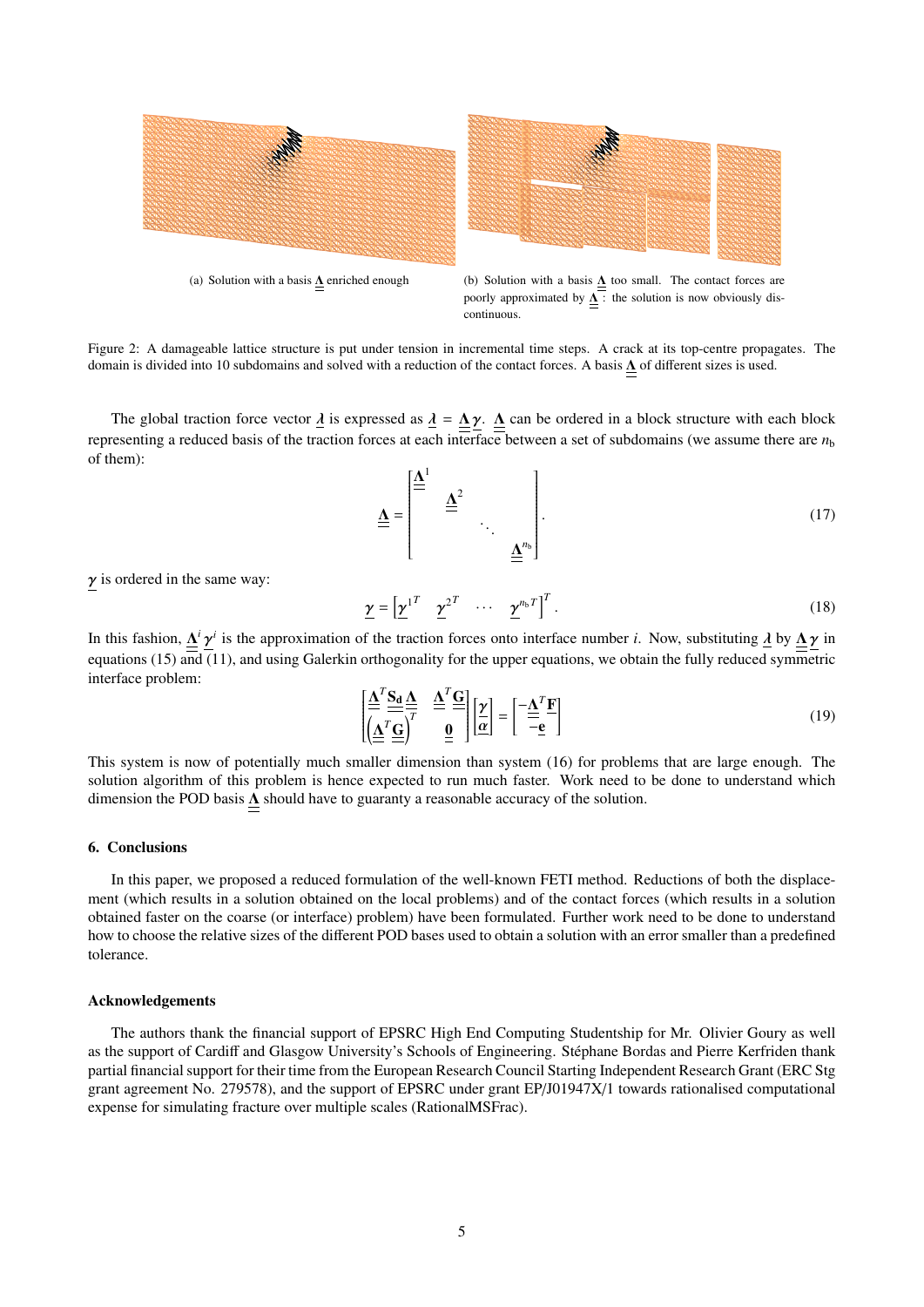(a) Solution with a basis $\underline{\underline{\mathbf{\Lambda}}}$ enriched enough

(b) Solution with a basis $\underline{\underline{\mathbf{\Lambda}}}$ too small. The contact forces are poorly approximated by $\underline{\underline{\mathbf{\Lambda}}}$ : the solution is now obviously discontinuous.

Figure 2: A damageable lattice structure is put under tension in incremental time steps. A crack at its top-centre propagates. The domain is divided into 10 subdomains and solved with a reduction of the contact forces. A basis $\underline{\underline{\mathbf{\Lambda}}}$ of different sizes is used.

The global traction force vector $\underline{\boldsymbol{\lambda}}$ is expressed as $\underline{\boldsymbol{\lambda}} = \underline{\underline{\mathbf{\Lambda}}}\,\underline{\boldsymbol{\gamma}}$. $\underline{\underline{\mathbf{\Lambda}}}$ can be ordered in a block structure with each block representing a reduced basis of the traction forces at each interface between a set of subdomains (we assume there are $n_{\text{b}}$ of them):

$$
\underline{\underline{\mathbf{\Lambda}}} = \begin{bmatrix} \underline{\underline{\mathbf{\Lambda}}}^1 & & & \\ & \underline{\underline{\mathbf{\Lambda}}}^2 & & \\ & & \ddots & \\ & & & \underline{\underline{\mathbf{\Lambda}}}^{n_{\text{b}}} \end{bmatrix}. \tag{17}
$$

$\underline{\boldsymbol{\gamma}}$ is ordered in the same way:

$$
\underline{\boldsymbol{\gamma}} = \begin{bmatrix} \underline{\boldsymbol{\gamma}}^{1^T} & \underline{\boldsymbol{\gamma}}^{2^T} & \cdots & \underline{\boldsymbol{\gamma}}^{n_{\text{b}}T} \end{bmatrix}^T. \tag{18}
$$

In this fashion, $\underline{\underline{\mathbf{\Lambda}}}^i\,\underline{\boldsymbol{\gamma}}^i$ is the approximation of the traction forces onto interface number $i$. Now, substituting $\underline{\boldsymbol{\lambda}}$ by $\underline{\underline{\mathbf{\Lambda}}}\,\underline{\boldsymbol{\gamma}}$ in equations (15) and (11), and using Galerkin orthogonality for the upper equations, we obtain the fully reduced symmetric interface problem:

$$
\begin{bmatrix} \underline{\underline{\mathbf{\Lambda}}}^T\underline{\underline{\mathbf{S_d}}}\,\underline{\underline{\mathbf{\Lambda}}} & \underline{\underline{\mathbf{\Lambda}}}^T\underline{\underline{\mathbf{G}}} \\ \left(\underline{\underline{\mathbf{\Lambda}}}^T\underline{\underline{\mathbf{G}}}\right)^T & \underline{\underline{\mathbf{0}}} \end{bmatrix} \begin{bmatrix} \underline{\boldsymbol{\gamma}} \\ \underline{\boldsymbol{\alpha}} \end{bmatrix} = \begin{bmatrix} -\underline{\underline{\mathbf{\Lambda}}}^T\underline{\mathbf{F}} \\ -\underline{\mathbf{e}} \end{bmatrix} \tag{19}
$$

This system is now of potentially much smaller dimension than system (16) for problems that are large enough. The solution algorithm of this problem is hence expected to run much faster. Work need to be done to understand which dimension the POD basis $\underline{\underline{\mathbf{\Lambda}}}$ should have to guaranty a reasonable accuracy of the solution.

## 6. Conclusions

In this paper, we proposed a reduced formulation of the well-known FETI method. Reductions of both the displacement (which results in a solution obtained on the local problems) and of the contact forces (which results in a solution obtained faster on the coarse (or interface) problem) have been formulated. Further work need to be done to understand how to choose the relative sizes of the different POD bases used to obtain a solution with an error smaller than a predefined tolerance.

## Acknowledgements

The authors thank the financial support of EPSRC High End Computing Studentship for Mr. Olivier Goury as well as the support of Cardiff and Glasgow University's Schools of Engineering. Stéphane Bordas and Pierre Kerfriden thank partial financial support for their time from the European Research Council Starting Independent Research Grant (ERC Stg grant agreement No. 279578), and the support of EPSRC under grant EP/J01947X/1 towards rationalised computational expense for simulating fracture over multiple scales (RationalMSFrac).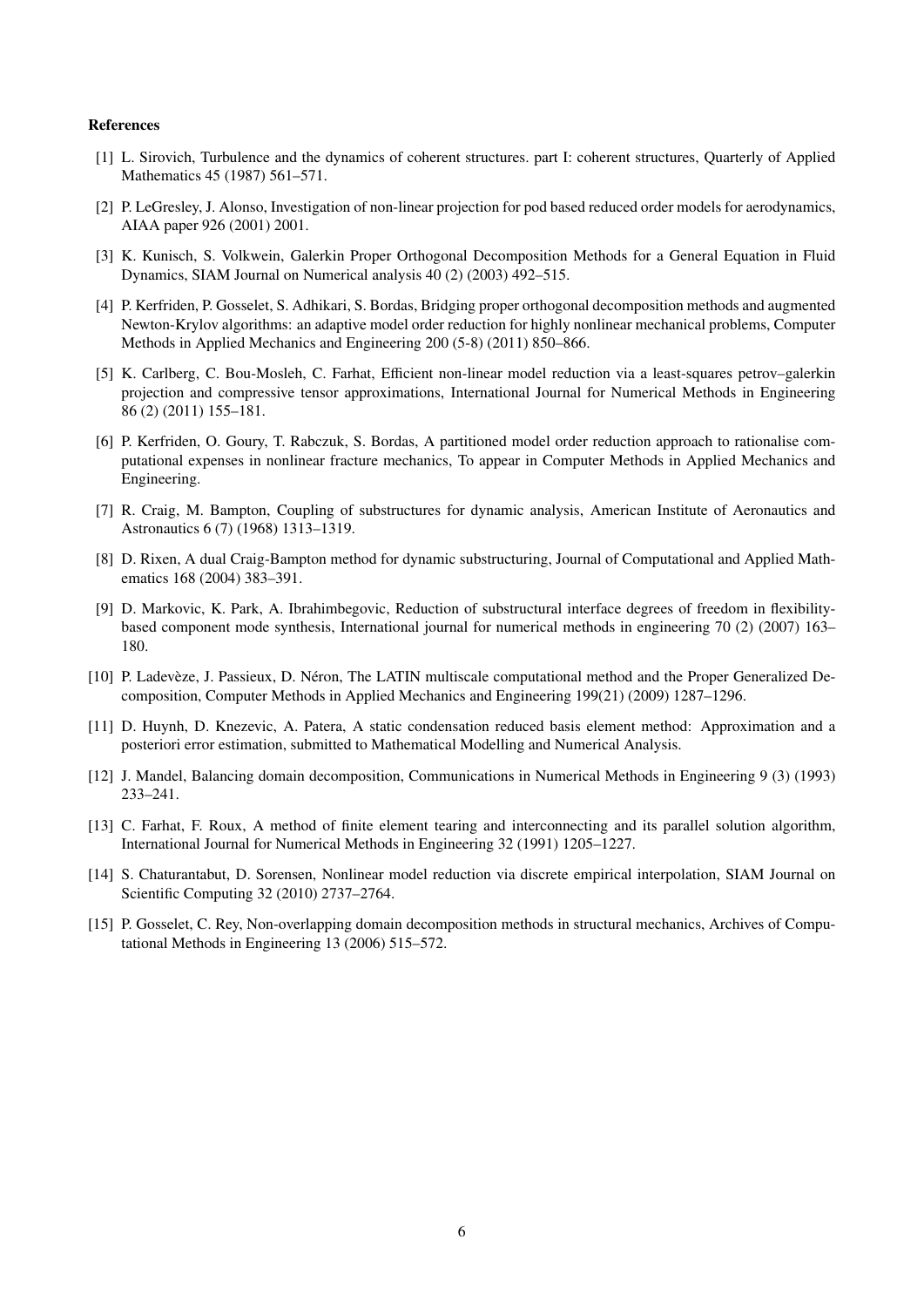## References

[1] L. Sirovich, Turbulence and the dynamics of coherent structures. part I: coherent structures, Quarterly of Applied Mathematics 45 (1987) 561–571.

[2] P. LeGresley, J. Alonso, Investigation of non-linear projection for pod based reduced order models for aerodynamics, AIAA paper 926 (2001) 2001.

[3] K. Kunisch, S. Volkwein, Galerkin Proper Orthogonal Decomposition Methods for a General Equation in Fluid Dynamics, SIAM Journal on Numerical analysis 40 (2) (2003) 492–515.

[4] P. Kerfriden, P. Gosselet, S. Adhikari, S. Bordas, Bridging proper orthogonal decomposition methods and augmented Newton-Krylov algorithms: an adaptive model order reduction for highly nonlinear mechanical problems, Computer Methods in Applied Mechanics and Engineering 200 (5-8) (2011) 850–866.

[5] K. Carlberg, C. Bou-Mosleh, C. Farhat, Efficient non-linear model reduction via a least-squares petrov–galerkin projection and compressive tensor approximations, International Journal for Numerical Methods in Engineering 86 (2) (2011) 155–181.

[6] P. Kerfriden, O. Goury, T. Rabczuk, S. Bordas, A partitioned model order reduction approach to rationalise computational expenses in nonlinear fracture mechanics, To appear in Computer Methods in Applied Mechanics and Engineering.

[7] R. Craig, M. Bampton, Coupling of substructures for dynamic analysis, American Institute of Aeronautics and Astronautics 6 (7) (1968) 1313–1319.

[8] D. Rixen, A dual Craig-Bampton method for dynamic substructuring, Journal of Computational and Applied Mathematics 168 (2004) 383–391.

[9] D. Markovic, K. Park, A. Ibrahimbegovic, Reduction of substructural interface degrees of freedom in flexibility-based component mode synthesis, International journal for numerical methods in engineering 70 (2) (2007) 163–180.

[10] P. Ladevèze, J. Passieux, D. Néron, The LATIN multiscale computational method and the Proper Generalized Decomposition, Computer Methods in Applied Mechanics and Engineering 199(21) (2009) 1287–1296.

[11] D. Huynh, D. Knezevic, A. Patera, A static condensation reduced basis element method: Approximation and a posteriori error estimation, submitted to Mathematical Modelling and Numerical Analysis.

[12] J. Mandel, Balancing domain decomposition, Communications in Numerical Methods in Engineering 9 (3) (1993) 233–241.

[13] C. Farhat, F. Roux, A method of finite element tearing and interconnecting and its parallel solution algorithm, International Journal for Numerical Methods in Engineering 32 (1991) 1205–1227.

[14] S. Chaturantabut, D. Sorensen, Nonlinear model reduction via discrete empirical interpolation, SIAM Journal on Scientific Computing 32 (2010) 2737–2764.

[15] P. Gosselet, C. Rey, Non-overlapping domain decomposition methods in structural mechanics, Archives of Computational Methods in Engineering 13 (2006) 515–572.